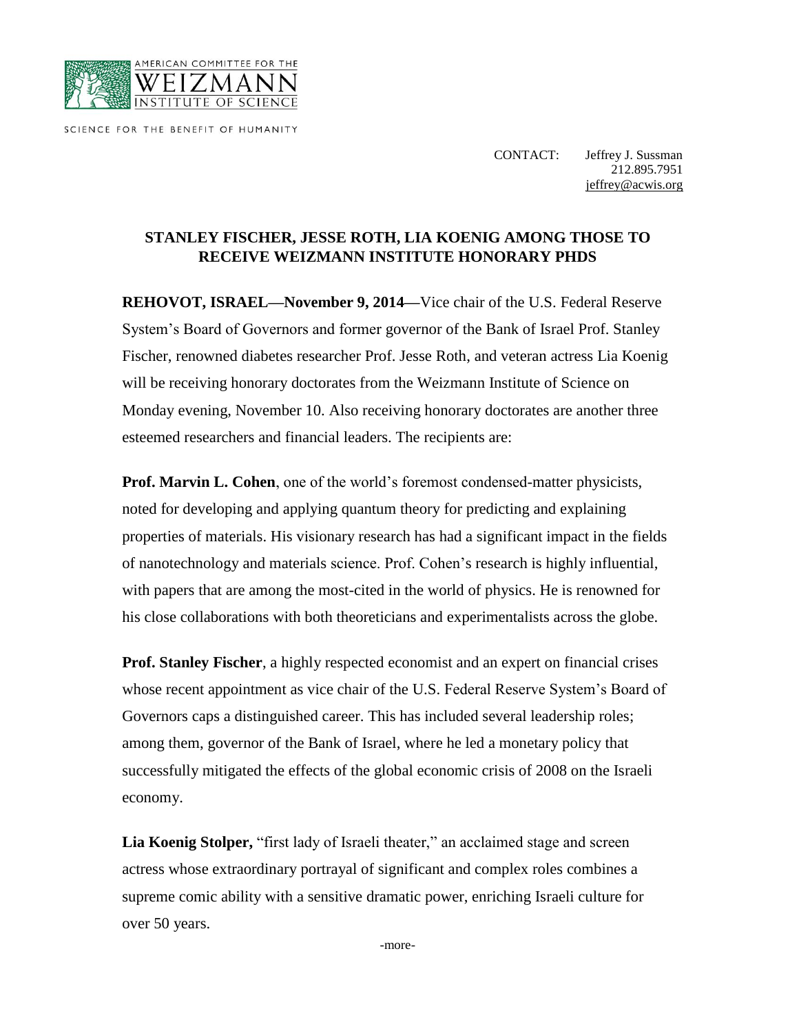AMERICAN COMMITTEE FOR THE
WEIZMANN
INSTITUTE OF SCIENCE

SCIENCE FOR THE BENEFIT OF HUMANITY

CONTACT: Jeffrey J. Sussman
212.895.7951
jeffrey@acwis.org

## STANLEY FISCHER, JESSE ROTH, LIA KOENIG AMONG THOSE TO RECEIVE WEIZMANN INSTITUTE HONORARY PHDS

**REHOVOT, ISRAEL—November 9, 2014—**Vice chair of the U.S. Federal Reserve System's Board of Governors and former governor of the Bank of Israel Prof. Stanley Fischer, renowned diabetes researcher Prof. Jesse Roth, and veteran actress Lia Koenig will be receiving honorary doctorates from the Weizmann Institute of Science on Monday evening, November 10. Also receiving honorary doctorates are another three esteemed researchers and financial leaders. The recipients are:

**Prof. Marvin L. Cohen**, one of the world's foremost condensed-matter physicists, noted for developing and applying quantum theory for predicting and explaining properties of materials. His visionary research has had a significant impact in the fields of nanotechnology and materials science. Prof. Cohen's research is highly influential, with papers that are among the most-cited in the world of physics. He is renowned for his close collaborations with both theoreticians and experimentalists across the globe.

**Prof. Stanley Fischer**, a highly respected economist and an expert on financial crises whose recent appointment as vice chair of the U.S. Federal Reserve System's Board of Governors caps a distinguished career. This has included several leadership roles; among them, governor of the Bank of Israel, where he led a monetary policy that successfully mitigated the effects of the global economic crisis of 2008 on the Israeli economy.

**Lia Koenig Stolper,** "first lady of Israeli theater," an acclaimed stage and screen actress whose extraordinary portrayal of significant and complex roles combines a supreme comic ability with a sensitive dramatic power, enriching Israeli culture for over 50 years.

-more-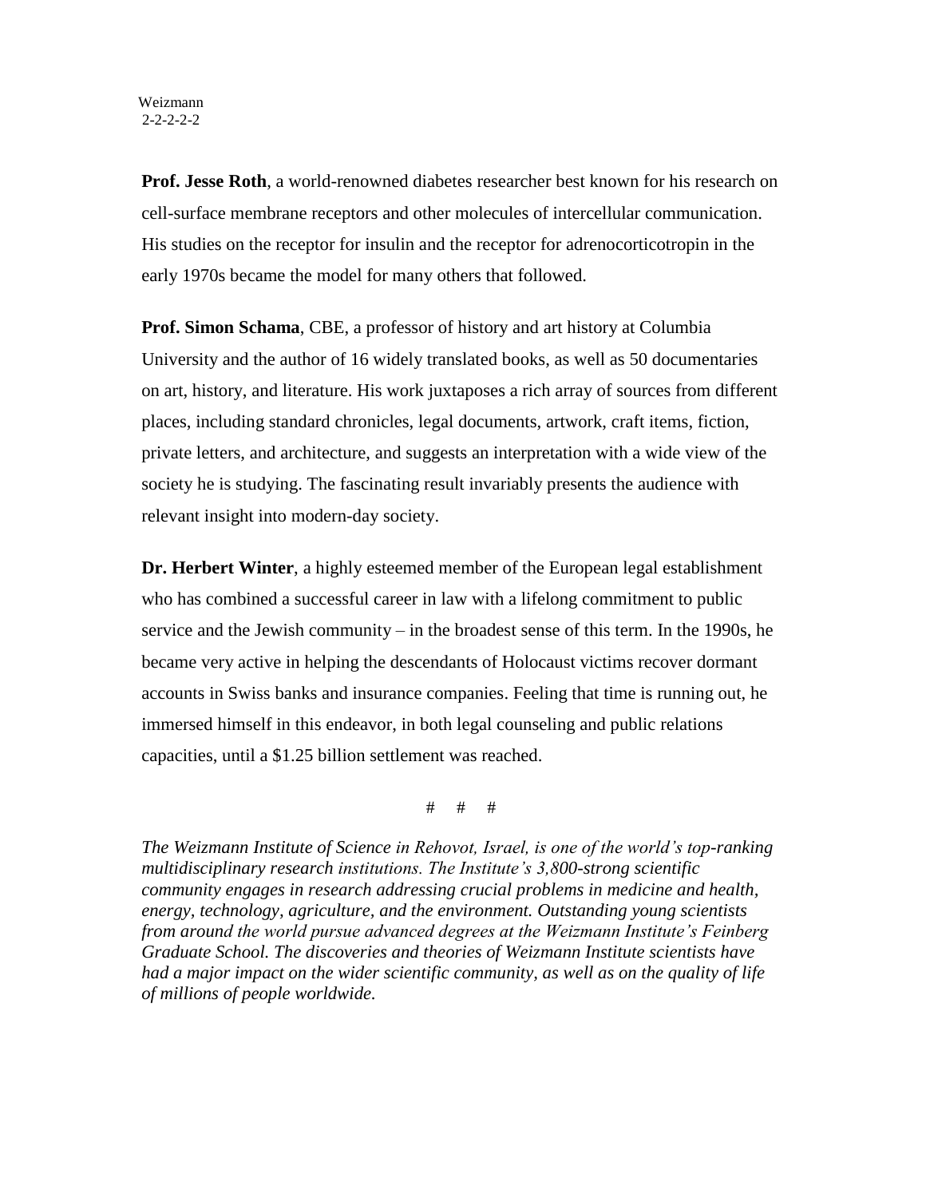**Prof. Jesse Roth**, a world-renowned diabetes researcher best known for his research on cell-surface membrane receptors and other molecules of intercellular communication. His studies on the receptor for insulin and the receptor for adrenocorticotropin in the early 1970s became the model for many others that followed.

**Prof. Simon Schama**, CBE, a professor of history and art history at Columbia University and the author of 16 widely translated books, as well as 50 documentaries on art, history, and literature. His work juxtaposes a rich array of sources from different places, including standard chronicles, legal documents, artwork, craft items, fiction, private letters, and architecture, and suggests an interpretation with a wide view of the society he is studying. The fascinating result invariably presents the audience with relevant insight into modern-day society.

**Dr. Herbert Winter**, a highly esteemed member of the European legal establishment who has combined a successful career in law with a lifelong commitment to public service and the Jewish community – in the broadest sense of this term. In the 1990s, he became very active in helping the descendants of Holocaust victims recover dormant accounts in Swiss banks and insurance companies. Feeling that time is running out, he immersed himself in this endeavor, in both legal counseling and public relations capacities, until a $1.25 billion settlement was reached.

# # #

*The Weizmann Institute of Science in Rehovot, Israel, is one of the world's top-ranking multidisciplinary research institutions. The Institute's 3,800-strong scientific community engages in research addressing crucial problems in medicine and health, energy, technology, agriculture, and the environment. Outstanding young scientists from around the world pursue advanced degrees at the Weizmann Institute's Feinberg Graduate School. The discoveries and theories of Weizmann Institute scientists have had a major impact on the wider scientific community, as well as on the quality of life of millions of people worldwide.*